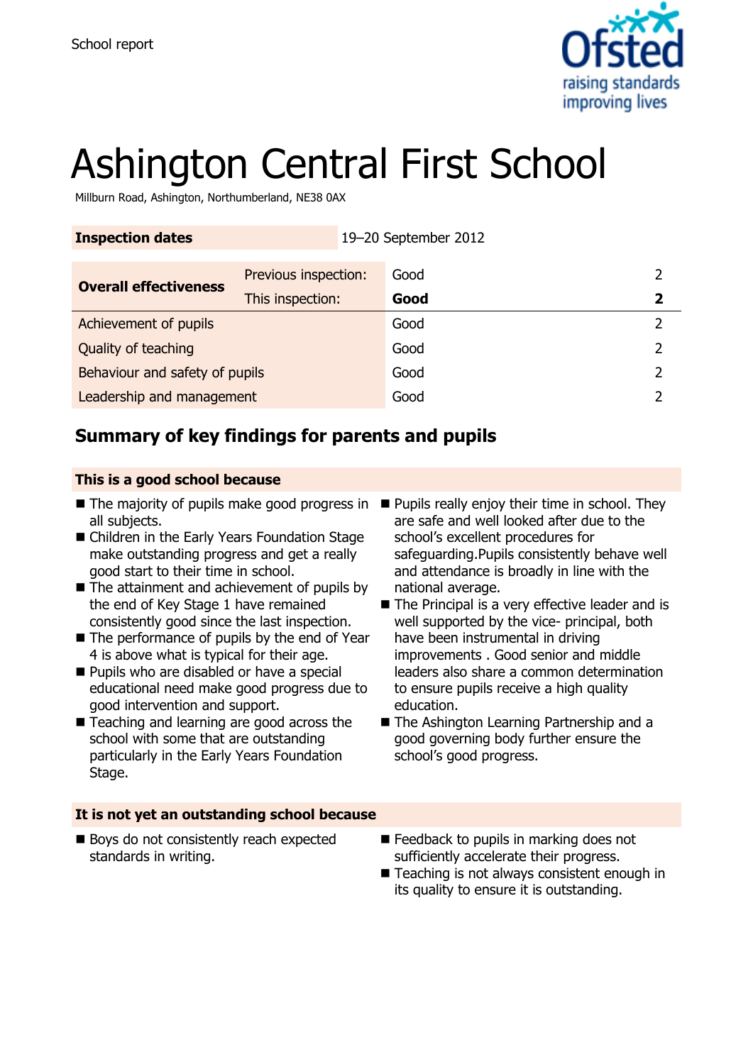School report

# Ashington Central First School

Millburn Road, Ashington, Northumberland, NE38 0AX

| Inspection dates | 19–20 September 2012 | |
|---|---|---|

| Overall effectiveness | Previous inspection: | Good | 2 |
|---|---|---|---|
| | This inspection: | **Good** | **2** |
| Achievement of pupils | | Good | 2 |
| Quality of teaching | | Good | 2 |
| Behaviour and safety of pupils | | Good | 2 |
| Leadership and management | | Good | 2 |

## Summary of key findings for parents and pupils

### This is a good school because

- The majority of pupils make good progress in all subjects.
- Children in the Early Years Foundation Stage make outstanding progress and get a really good start to their time in school.
- The attainment and achievement of pupils by the end of Key Stage 1 have remained consistently good since the last inspection.
- The performance of pupils by the end of Year 4 is above what is typical for their age.
- Pupils who are disabled or have a special educational need make good progress due to good intervention and support.
- Teaching and learning are good across the school with some that are outstanding particularly in the Early Years Foundation Stage.
- Pupils really enjoy their time in school. They are safe and well looked after due to the school's excellent procedures for safeguarding.Pupils consistently behave well and attendance is broadly in line with the national average.
- The Principal is a very effective leader and is well supported by the vice- principal, both have been instrumental in driving improvements . Good senior and middle leaders also share a common determination to ensure pupils receive a high quality education.
- The Ashington Learning Partnership and a good governing body further ensure the school's good progress.

### It is not yet an outstanding school because

- Boys do not consistently reach expected standards in writing.
- Feedback to pupils in marking does not sufficiently accelerate their progress.
- Teaching is not always consistent enough in its quality to ensure it is outstanding.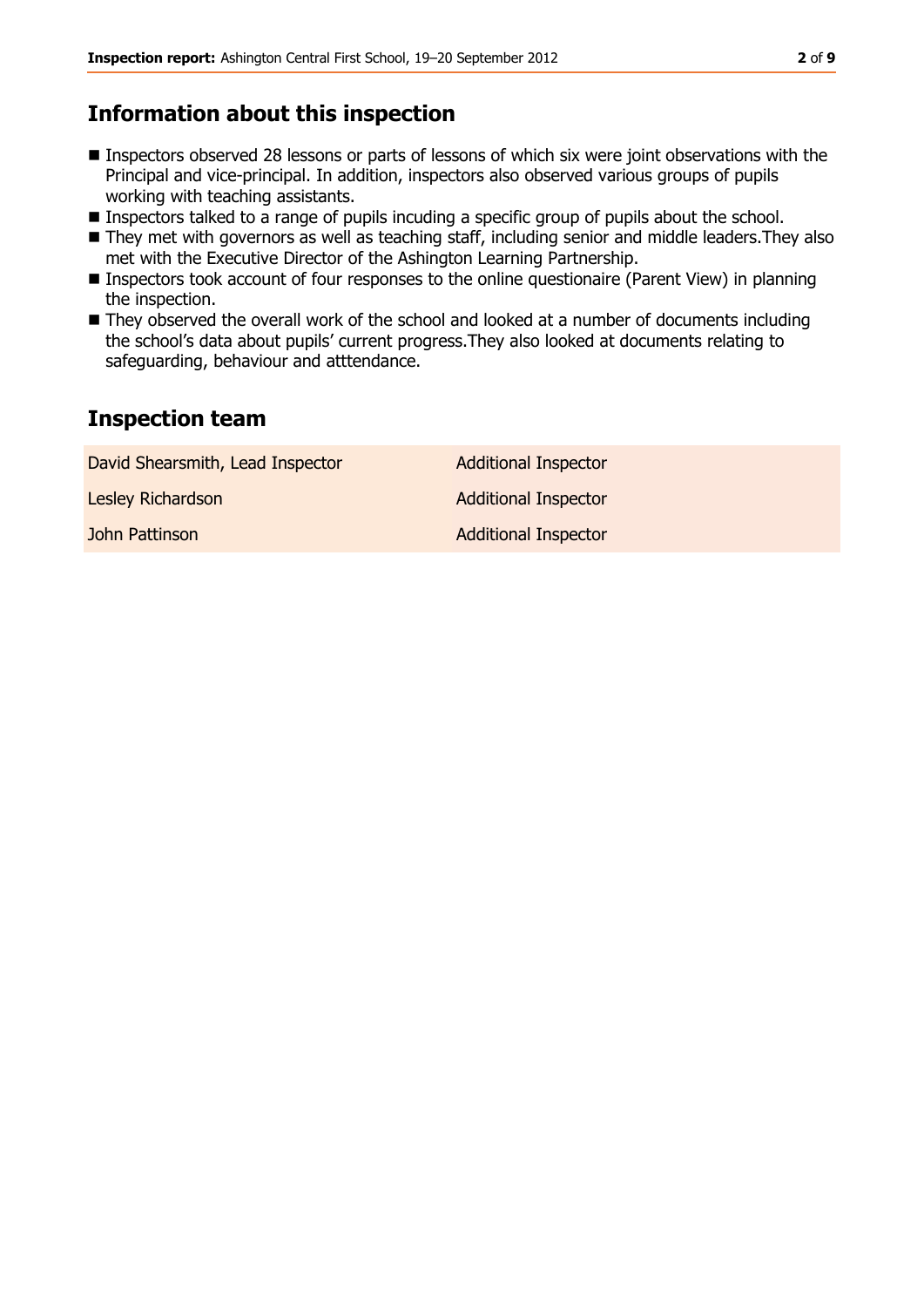## Information about this inspection

- Inspectors observed 28 lessons or parts of lessons of which six were joint observations with the Principal and vice-principal. In addition, inspectors also observed various groups of pupils working with teaching assistants.
- Inspectors talked to a range of pupils incuding a specific group of pupils about the school.
- They met with governors as well as teaching staff, including senior and middle leaders.They also met with the Executive Director of the Ashington Learning Partnership.
- Inspectors took account of four responses to the online questionaire (Parent View) in planning the inspection.
- They observed the overall work of the school and looked at a number of documents including the school's data about pupils' current progress.They also looked at documents relating to safeguarding, behaviour and atttendance.

## Inspection team

| | |
|---|---|
| David Shearsmith, Lead Inspector | Additional Inspector |
| Lesley Richardson | Additional Inspector |
| John Pattinson | Additional Inspector |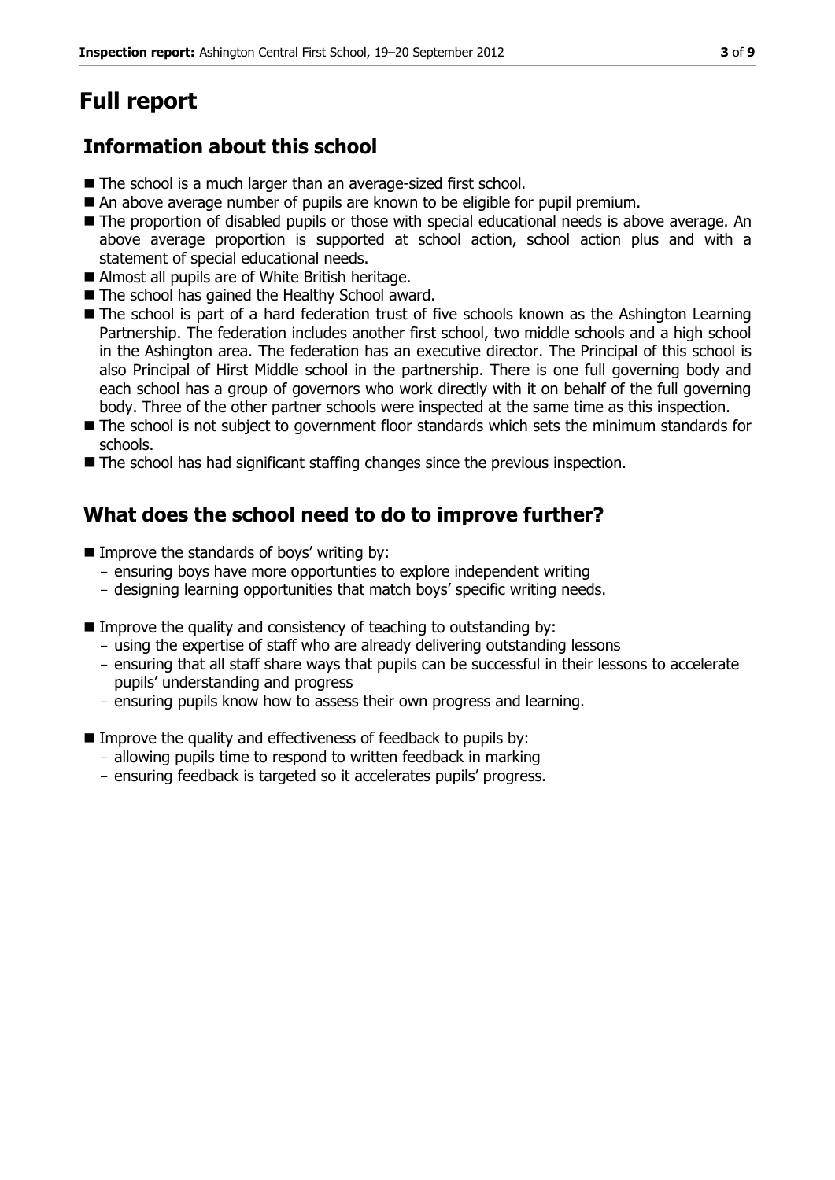# Full report

## Information about this school

- The school is a much larger than an average-sized first school.
- An above average number of pupils are known to be eligible for pupil premium.
- The proportion of disabled pupils or those with special educational needs is above average. An above average proportion is supported at school action, school action plus and with a statement of special educational needs.
- Almost all pupils are of White British heritage.
- The school has gained the Healthy School award.
- The school is part of a hard federation trust of five schools known as the Ashington Learning Partnership. The federation includes another first school, two middle schools and a high school in the Ashington area. The federation has an executive director. The Principal of this school is also Principal of Hirst Middle school in the partnership. There is one full governing body and each school has a group of governors who work directly with it on behalf of the full governing body. Three of the other partner schools were inspected at the same time as this inspection.
- The school is not subject to government floor standards which sets the minimum standards for schools.
- The school has had significant staffing changes since the previous inspection.

## What does the school need to do to improve further?

- Improve the standards of boys' writing by:
  - ensuring boys have more opportunties to explore independent writing
  - designing learning opportunities that match boys' specific writing needs.
- Improve the quality and consistency of teaching to outstanding by:
  - using the expertise of staff who are already delivering outstanding lessons
  - ensuring that all staff share ways that pupils can be successful in their lessons to accelerate pupils' understanding and progress
  - ensuring pupils know how to assess their own progress and learning.
- Improve the quality and effectiveness of feedback to pupils by:
  - allowing pupils time to respond to written feedback in marking
  - ensuring feedback is targeted so it accelerates pupils' progress.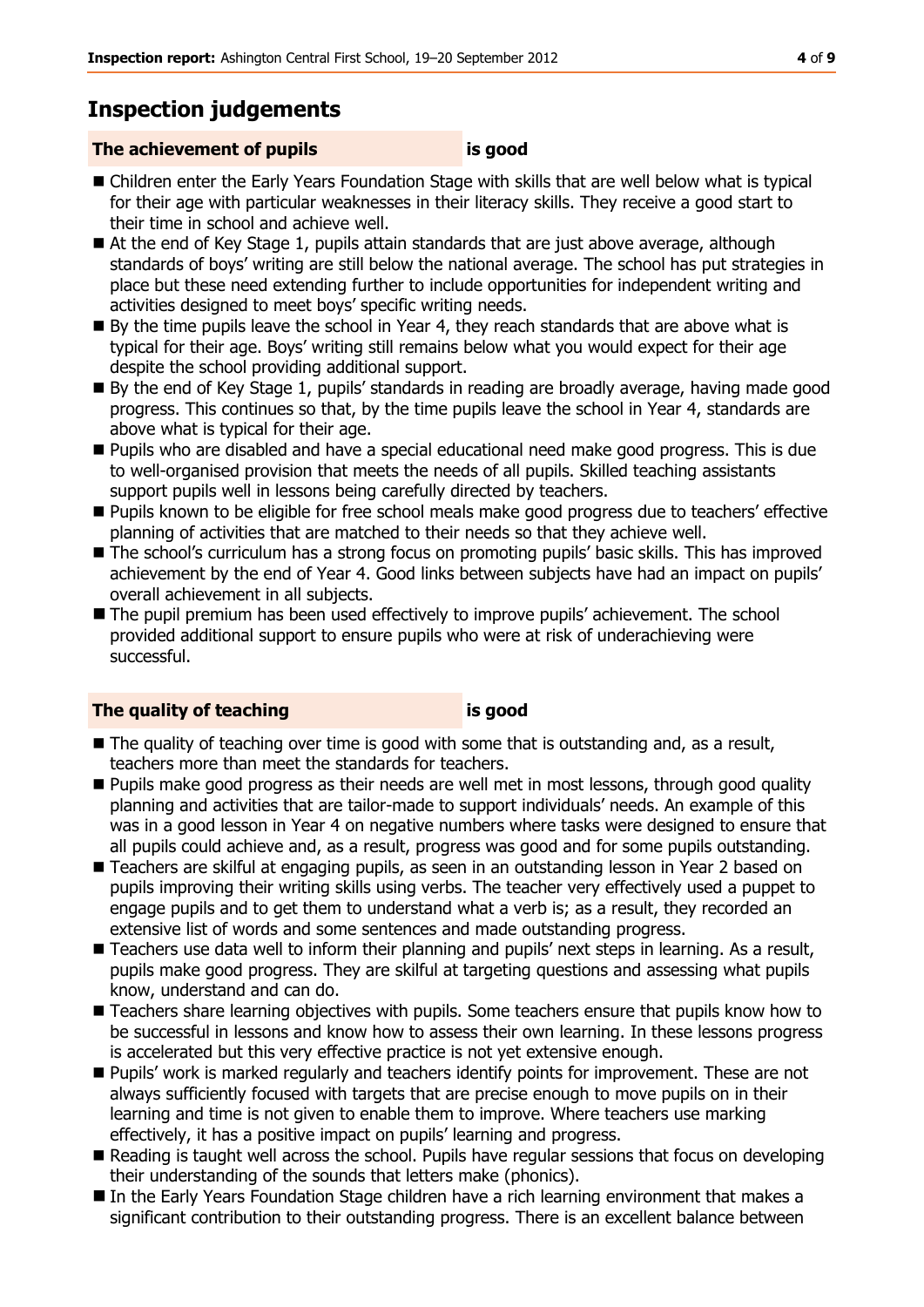## Inspection judgements

| **The achievement of pupils** | **is good** |
|---|---|

- Children enter the Early Years Foundation Stage with skills that are well below what is typical for their age with particular weaknesses in their literacy skills. They receive a good start to their time in school and achieve well.
- At the end of Key Stage 1, pupils attain standards that are just above average, although standards of boys' writing are still below the national average. The school has put strategies in place but these need extending further to include opportunities for independent writing and activities designed to meet boys' specific writing needs.
- By the time pupils leave the school in Year 4, they reach standards that are above what is typical for their age. Boys' writing still remains below what you would expect for their age despite the school providing additional support.
- By the end of Key Stage 1, pupils' standards in reading are broadly average, having made good progress. This continues so that, by the time pupils leave the school in Year 4, standards are above what is typical for their age.
- Pupils who are disabled and have a special educational need make good progress. This is due to well-organised provision that meets the needs of all pupils. Skilled teaching assistants support pupils well in lessons being carefully directed by teachers.
- Pupils known to be eligible for free school meals make good progress due to teachers' effective planning of activities that are matched to their needs so that they achieve well.
- The school's curriculum has a strong focus on promoting pupils' basic skills. This has improved achievement by the end of Year 4. Good links between subjects have had an impact on pupils' overall achievement in all subjects.
- The pupil premium has been used effectively to improve pupils' achievement. The school provided additional support to ensure pupils who were at risk of underachieving were successful.

| **The quality of teaching** | **is good** |
|---|---|

- The quality of teaching over time is good with some that is outstanding and, as a result, teachers more than meet the standards for teachers.
- Pupils make good progress as their needs are well met in most lessons, through good quality planning and activities that are tailor-made to support individuals' needs. An example of this was in a good lesson in Year 4 on negative numbers where tasks were designed to ensure that all pupils could achieve and, as a result, progress was good and for some pupils outstanding.
- Teachers are skilful at engaging pupils, as seen in an outstanding lesson in Year 2 based on pupils improving their writing skills using verbs. The teacher very effectively used a puppet to engage pupils and to get them to understand what a verb is; as a result, they recorded an extensive list of words and some sentences and made outstanding progress.
- Teachers use data well to inform their planning and pupils' next steps in learning. As a result, pupils make good progress. They are skilful at targeting questions and assessing what pupils know, understand and can do.
- Teachers share learning objectives with pupils. Some teachers ensure that pupils know how to be successful in lessons and know how to assess their own learning. In these lessons progress is accelerated but this very effective practice is not yet extensive enough.
- Pupils' work is marked regularly and teachers identify points for improvement. These are not always sufficiently focused with targets that are precise enough to move pupils on in their learning and time is not given to enable them to improve. Where teachers use marking effectively, it has a positive impact on pupils' learning and progress.
- Reading is taught well across the school. Pupils have regular sessions that focus on developing their understanding of the sounds that letters make (phonics).
- In the Early Years Foundation Stage children have a rich learning environment that makes a significant contribution to their outstanding progress. There is an excellent balance between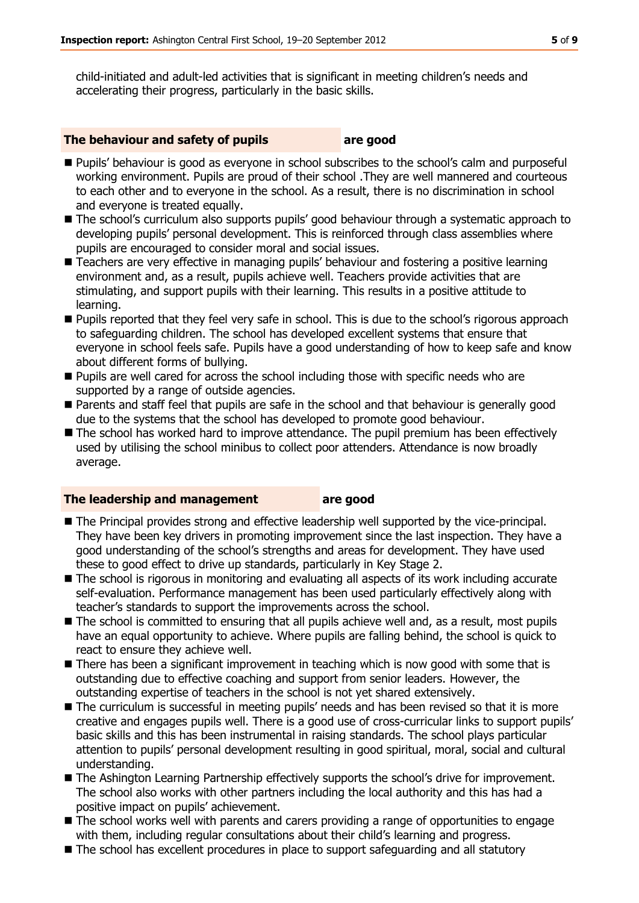child-initiated and adult-led activities that is significant in meeting children's needs and accelerating their progress, particularly in the basic skills.

### The behaviour and safety of pupils — are good

- Pupils' behaviour is good as everyone in school subscribes to the school's calm and purposeful working environment. Pupils are proud of their school .They are well mannered and courteous to each other and to everyone in the school. As a result, there is no discrimination in school and everyone is treated equally.
- The school's curriculum also supports pupils' good behaviour through a systematic approach to developing pupils' personal development. This is reinforced through class assemblies where pupils are encouraged to consider moral and social issues.
- Teachers are very effective in managing pupils' behaviour and fostering a positive learning environment and, as a result, pupils achieve well. Teachers provide activities that are stimulating, and support pupils with their learning. This results in a positive attitude to learning.
- Pupils reported that they feel very safe in school. This is due to the school's rigorous approach to safeguarding children. The school has developed excellent systems that ensure that everyone in school feels safe. Pupils have a good understanding of how to keep safe and know about different forms of bullying.
- Pupils are well cared for across the school including those with specific needs who are supported by a range of outside agencies.
- Parents and staff feel that pupils are safe in the school and that behaviour is generally good due to the systems that the school has developed to promote good behaviour.
- The school has worked hard to improve attendance. The pupil premium has been effectively used by utilising the school minibus to collect poor attenders. Attendance is now broadly average.

### The leadership and management — are good

- The Principal provides strong and effective leadership well supported by the vice-principal. They have been key drivers in promoting improvement since the last inspection. They have a good understanding of the school's strengths and areas for development. They have used these to good effect to drive up standards, particularly in Key Stage 2.
- The school is rigorous in monitoring and evaluating all aspects of its work including accurate self-evaluation. Performance management has been used particularly effectively along with teacher's standards to support the improvements across the school.
- The school is committed to ensuring that all pupils achieve well and, as a result, most pupils have an equal opportunity to achieve. Where pupils are falling behind, the school is quick to react to ensure they achieve well.
- There has been a significant improvement in teaching which is now good with some that is outstanding due to effective coaching and support from senior leaders. However, the outstanding expertise of teachers in the school is not yet shared extensively.
- The curriculum is successful in meeting pupils' needs and has been revised so that it is more creative and engages pupils well. There is a good use of cross-curricular links to support pupils' basic skills and this has been instrumental in raising standards. The school plays particular attention to pupils' personal development resulting in good spiritual, moral, social and cultural understanding.
- The Ashington Learning Partnership effectively supports the school's drive for improvement. The school also works with other partners including the local authority and this has had a positive impact on pupils' achievement.
- The school works well with parents and carers providing a range of opportunities to engage with them, including regular consultations about their child's learning and progress.
- The school has excellent procedures in place to support safeguarding and all statutory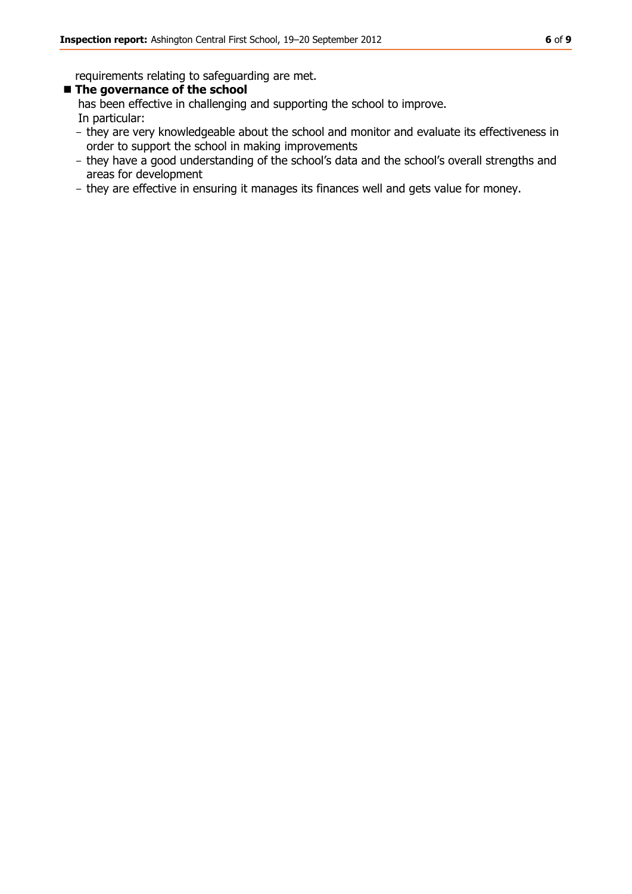requirements relating to safeguarding are met.

- **The governance of the school**
  has been effective in challenging and supporting the school to improve.
  In particular:
  - they are very knowledgeable about the school and monitor and evaluate its effectiveness in order to support the school in making improvements
  - they have a good understanding of the school's data and the school's overall strengths and areas for development
  - they are effective in ensuring it manages its finances well and gets value for money.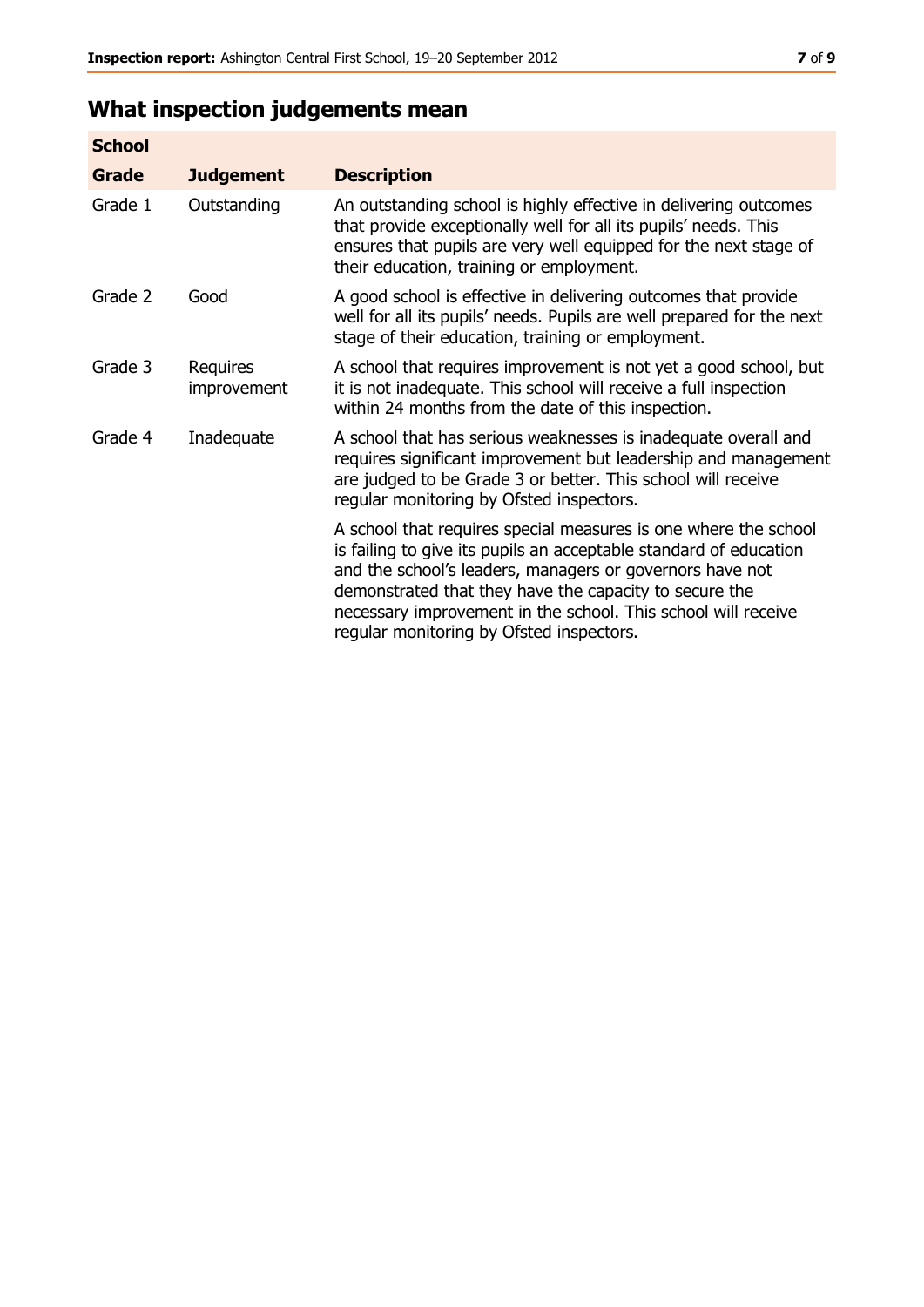## What inspection judgements mean

| School Grade | Judgement | Description |
|---|---|---|
| Grade 1 | Outstanding | An outstanding school is highly effective in delivering outcomes that provide exceptionally well for all its pupils' needs. This ensures that pupils are very well equipped for the next stage of their education, training or employment. |
| Grade 2 | Good | A good school is effective in delivering outcomes that provide well for all its pupils' needs. Pupils are well prepared for the next stage of their education, training or employment. |
| Grade 3 | Requires improvement | A school that requires improvement is not yet a good school, but it is not inadequate. This school will receive a full inspection within 24 months from the date of this inspection. |
| Grade 4 | Inadequate | A school that has serious weaknesses is inadequate overall and requires significant improvement but leadership and management are judged to be Grade 3 or better. This school will receive regular monitoring by Ofsted inspectors. |
| | | A school that requires special measures is one where the school is failing to give its pupils an acceptable standard of education and the school's leaders, managers or governors have not demonstrated that they have the capacity to secure the necessary improvement in the school. This school will receive regular monitoring by Ofsted inspectors. |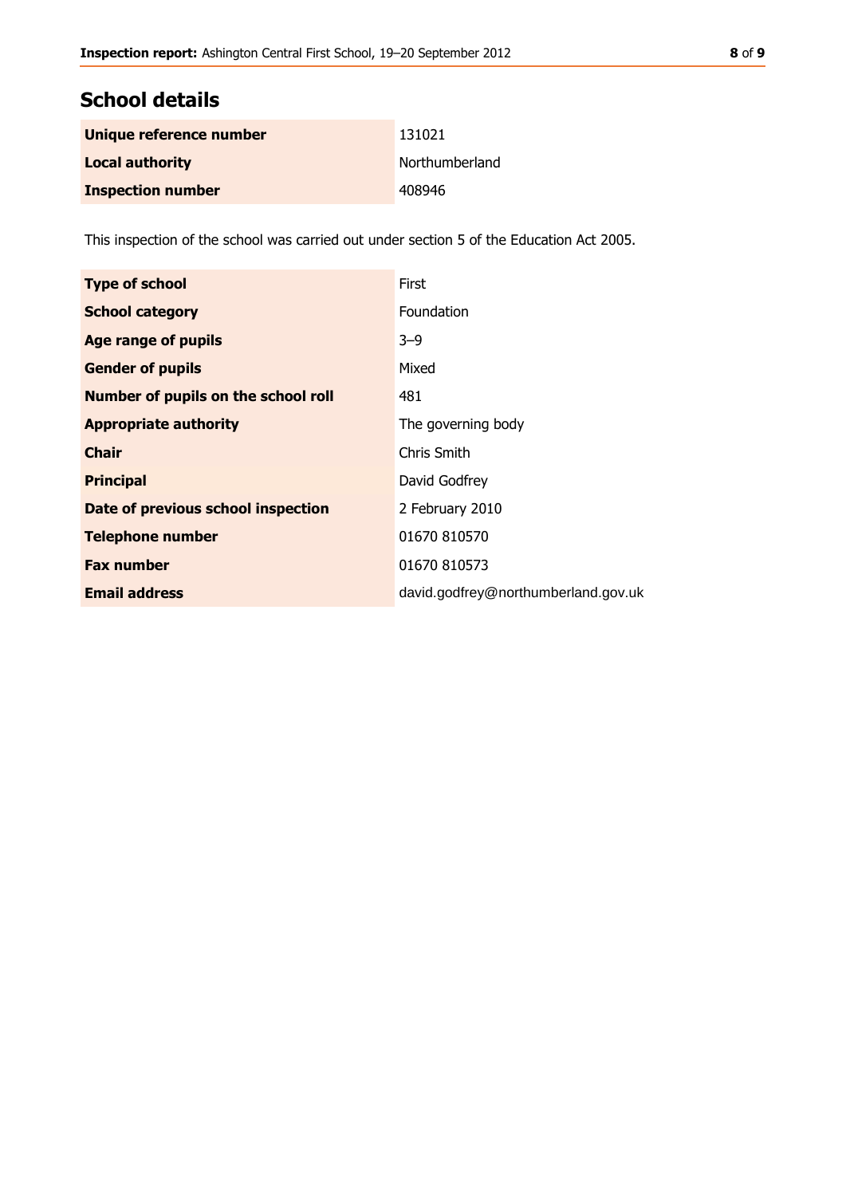## School details

| | |
|---|---|
| **Unique reference number** | 131021 |
| **Local authority** | Northumberland |
| **Inspection number** | 408946 |

This inspection of the school was carried out under section 5 of the Education Act 2005.

| | |
|---|---|
| **Type of school** | First |
| **School category** | Foundation |
| **Age range of pupils** | 3–9 |
| **Gender of pupils** | Mixed |
| **Number of pupils on the school roll** | 481 |
| **Appropriate authority** | The governing body |
| **Chair** | Chris Smith |
| **Principal** | David Godfrey |
| **Date of previous school inspection** | 2 February 2010 |
| **Telephone number** | 01670 810570 |
| **Fax number** | 01670 810573 |
| **Email address** | david.godfrey@northumberland.gov.uk |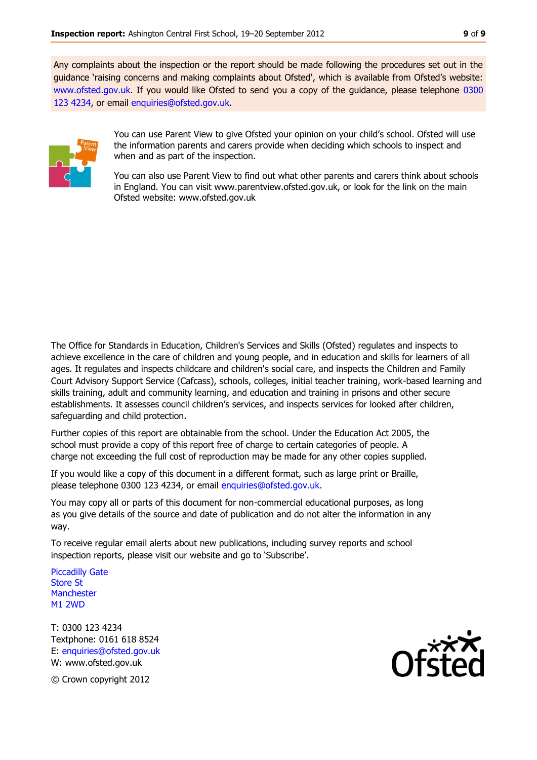Any complaints about the inspection or the report should be made following the procedures set out in the guidance 'raising concerns and making complaints about Ofsted', which is available from Ofsted's website: www.ofsted.gov.uk. If you would like Ofsted to send you a copy of the guidance, please telephone 0300 123 4234, or email enquiries@ofsted.gov.uk.

You can use Parent View to give Ofsted your opinion on your child's school. Ofsted will use the information parents and carers provide when deciding which schools to inspect and when and as part of the inspection.

You can also use Parent View to find out what other parents and carers think about schools in England. You can visit www.parentview.ofsted.gov.uk, or look for the link on the main Ofsted website: www.ofsted.gov.uk

The Office for Standards in Education, Children's Services and Skills (Ofsted) regulates and inspects to achieve excellence in the care of children and young people, and in education and skills for learners of all ages. It regulates and inspects childcare and children's social care, and inspects the Children and Family Court Advisory Support Service (Cafcass), schools, colleges, initial teacher training, work-based learning and skills training, adult and community learning, and education and training in prisons and other secure establishments. It assesses council children's services, and inspects services for looked after children, safeguarding and child protection.

Further copies of this report are obtainable from the school. Under the Education Act 2005, the school must provide a copy of this report free of charge to certain categories of people. A charge not exceeding the full cost of reproduction may be made for any other copies supplied.

If you would like a copy of this document in a different format, such as large print or Braille, please telephone 0300 123 4234, or email enquiries@ofsted.gov.uk.

You may copy all or parts of this document for non-commercial educational purposes, as long as you give details of the source and date of publication and do not alter the information in any way.

To receive regular email alerts about new publications, including survey reports and school inspection reports, please visit our website and go to 'Subscribe'.

Piccadilly Gate
Store St
Manchester
M1 2WD

T: 0300 123 4234
Textphone: 0161 618 8524
E: enquiries@ofsted.gov.uk
W: www.ofsted.gov.uk

© Crown copyright 2012